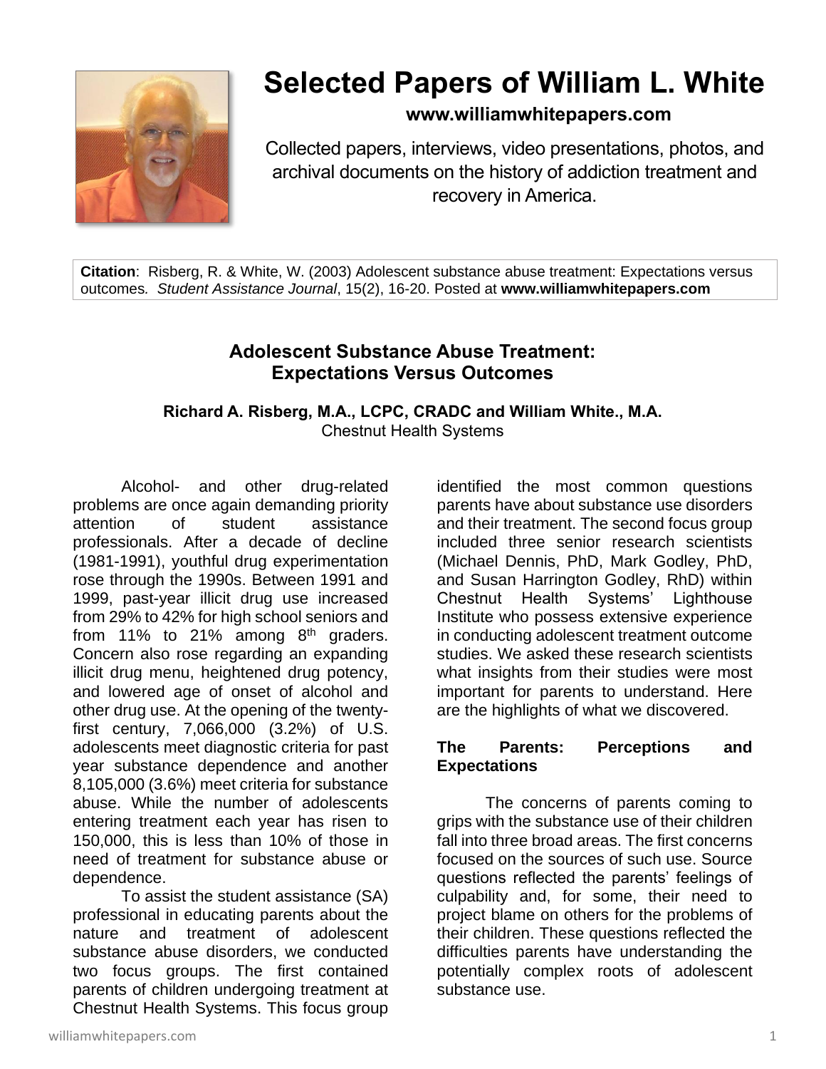# Selected Papers of William L. White

**www.williamwhitepapers.com**

Collected papers, interviews, video presentations, photos, and archival documents on the history of addiction treatment and recovery in America.

**Citation**: Risberg, R. & White, W. (2003) Adolescent substance abuse treatment: Expectations versus outcomes. *Student Assistance Journal*, 15(2), 16-20. Posted at **www.williamwhitepapers.com**

## Adolescent Substance Abuse Treatment: Expectations Versus Outcomes

**Richard A. Risberg, M.A., LCPC, CRADC and William White., M.A.**
Chestnut Health Systems

Alcohol- and other drug-related problems are once again demanding priority attention of student assistance professionals. After a decade of decline (1981-1991), youthful drug experimentation rose through the 1990s. Between 1991 and 1999, past-year illicit drug use increased from 29% to 42% for high school seniors and from 11% to 21% among 8th graders. Concern also rose regarding an expanding illicit drug menu, heightened drug potency, and lowered age of onset of alcohol and other drug use. At the opening of the twenty-first century, 7,066,000 (3.2%) of U.S. adolescents meet diagnostic criteria for past year substance dependence and another 8,105,000 (3.6%) meet criteria for substance abuse. While the number of adolescents entering treatment each year has risen to 150,000, this is less than 10% of those in need of treatment for substance abuse or dependence.

To assist the student assistance (SA) professional in educating parents about the nature and treatment of adolescent substance abuse disorders, we conducted two focus groups. The first contained parents of children undergoing treatment at Chestnut Health Systems. This focus group identified the most common questions parents have about substance use disorders and their treatment. The second focus group included three senior research scientists (Michael Dennis, PhD, Mark Godley, PhD, and Susan Harrington Godley, RhD) within Chestnut Health Systems' Lighthouse Institute who possess extensive experience in conducting adolescent treatment outcome studies. We asked these research scientists what insights from their studies were most important for parents to understand. Here are the highlights of what we discovered.

### The Parents: Perceptions and Expectations

The concerns of parents coming to grips with the substance use of their children fall into three broad areas. The first concerns focused on the sources of such use. Source questions reflected the parents' feelings of culpability and, for some, their need to project blame on others for the problems of their children. These questions reflected the difficulties parents have understanding the potentially complex roots of adolescent substance use.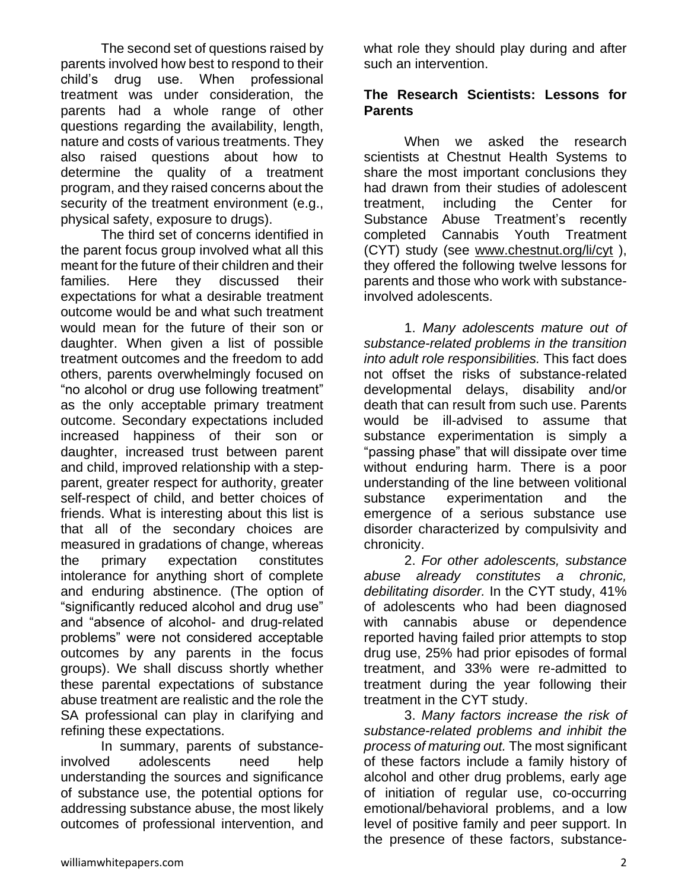The second set of questions raised by parents involved how best to respond to their child's drug use. When professional treatment was under consideration, the parents had a whole range of other questions regarding the availability, length, nature and costs of various treatments. They also raised questions about how to determine the quality of a treatment program, and they raised concerns about the security of the treatment environment (e.g., physical safety, exposure to drugs).

The third set of concerns identified in the parent focus group involved what all this meant for the future of their children and their families. Here they discussed their expectations for what a desirable treatment outcome would be and what such treatment would mean for the future of their son or daughter. When given a list of possible treatment outcomes and the freedom to add others, parents overwhelmingly focused on "no alcohol or drug use following treatment" as the only acceptable primary treatment outcome. Secondary expectations included increased happiness of their son or daughter, increased trust between parent and child, improved relationship with a step-parent, greater respect for authority, greater self-respect of child, and better choices of friends. What is interesting about this list is that all of the secondary choices are measured in gradations of change, whereas the primary expectation constitutes intolerance for anything short of complete and enduring abstinence. (The option of "significantly reduced alcohol and drug use" and "absence of alcohol- and drug-related problems" were not considered acceptable outcomes by any parents in the focus groups). We shall discuss shortly whether these parental expectations of substance abuse treatment are realistic and the role the SA professional can play in clarifying and refining these expectations.

In summary, parents of substance-involved adolescents need help understanding the sources and significance of substance use, the potential options for addressing substance abuse, the most likely outcomes of professional intervention, and what role they should play during and after such an intervention.

## The Research Scientists: Lessons for Parents

When we asked the research scientists at Chestnut Health Systems to share the most important conclusions they had drawn from their studies of adolescent treatment, including the Center for Substance Abuse Treatment's recently completed Cannabis Youth Treatment (CYT) study (see www.chestnut.org/li/cyt ), they offered the following twelve lessons for parents and those who work with substance-involved adolescents.

1. *Many adolescents mature out of substance-related problems in the transition into adult role responsibilities.* This fact does not offset the risks of substance-related developmental delays, disability and/or death that can result from such use. Parents would be ill-advised to assume that substance experimentation is simply a "passing phase" that will dissipate over time without enduring harm. There is a poor understanding of the line between volitional substance experimentation and the emergence of a serious substance use disorder characterized by compulsivity and chronicity.

2. *For other adolescents, substance abuse already constitutes a chronic, debilitating disorder.* In the CYT study, 41% of adolescents who had been diagnosed with cannabis abuse or dependence reported having failed prior attempts to stop drug use, 25% had prior episodes of formal treatment, and 33% were re-admitted to treatment during the year following their treatment in the CYT study.

3. *Many factors increase the risk of substance-related problems and inhibit the process of maturing out.* The most significant of these factors include a family history of alcohol and other drug problems, early age of initiation of regular use, co-occurring emotional/behavioral problems, and a low level of positive family and peer support. In the presence of these factors, substance-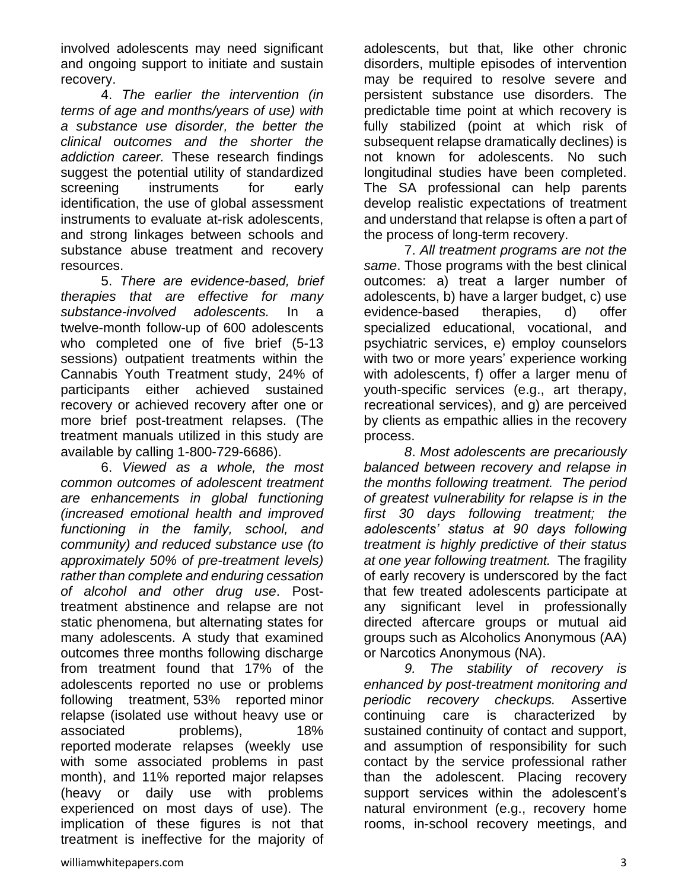involved adolescents may need significant and ongoing support to initiate and sustain recovery.

4. *The earlier the intervention (in terms of age and months/years of use) with a substance use disorder, the better the clinical outcomes and the shorter the addiction career.* These research findings suggest the potential utility of standardized screening instruments for early identification, the use of global assessment instruments to evaluate at-risk adolescents, and strong linkages between schools and substance abuse treatment and recovery resources.

5. *There are evidence-based, brief therapies that are effective for many substance-involved adolescents.* In a twelve-month follow-up of 600 adolescents who completed one of five brief (5-13 sessions) outpatient treatments within the Cannabis Youth Treatment study, 24% of participants either achieved sustained recovery or achieved recovery after one or more brief post-treatment relapses. (The treatment manuals utilized in this study are available by calling 1-800-729-6686).

6. *Viewed as a whole, the most common outcomes of adolescent treatment are enhancements in global functioning (increased emotional health and improved functioning in the family, school, and community) and reduced substance use (to approximately 50% of pre-treatment levels) rather than complete and enduring cessation of alcohol and other drug use*. Post-treatment abstinence and relapse are not static phenomena, but alternating states for many adolescents. A study that examined outcomes three months following discharge from treatment found that 17% of the adolescents reported no use or problems following treatment, 53% reported minor relapse (isolated use without heavy use or associated problems), 18% reported moderate relapses (weekly use with some associated problems in past month), and 11% reported major relapses (heavy or daily use with problems experienced on most days of use). The implication of these figures is not that treatment is ineffective for the majority of adolescents, but that, like other chronic disorders, multiple episodes of intervention may be required to resolve severe and persistent substance use disorders. The predictable time point at which recovery is fully stabilized (point at which risk of subsequent relapse dramatically declines) is not known for adolescents. No such longitudinal studies have been completed. The SA professional can help parents develop realistic expectations of treatment and understand that relapse is often a part of the process of long-term recovery.

7. *All treatment programs are not the same*. Those programs with the best clinical outcomes: a) treat a larger number of adolescents, b) have a larger budget, c) use evidence-based therapies, d) offer specialized educational, vocational, and psychiatric services, e) employ counselors with two or more years' experience working with adolescents, f) offer a larger menu of youth-specific services (e.g., art therapy, recreational services), and g) are perceived by clients as empathic allies in the recovery process.

*8. Most adolescents are precariously balanced between recovery and relapse in the months following treatment. The period of greatest vulnerability for relapse is in the first 30 days following treatment; the adolescents' status at 90 days following treatment is highly predictive of their status at one year following treatment.* The fragility of early recovery is underscored by the fact that few treated adolescents participate at any significant level in professionally directed aftercare groups or mutual aid groups such as Alcoholics Anonymous (AA) or Narcotics Anonymous (NA).

*9. The stability of recovery is enhanced by post-treatment monitoring and periodic recovery checkups.* Assertive continuing care is characterized by sustained continuity of contact and support, and assumption of responsibility for such contact by the service professional rather than the adolescent. Placing recovery support services within the adolescent's natural environment (e.g., recovery home rooms, in-school recovery meetings, and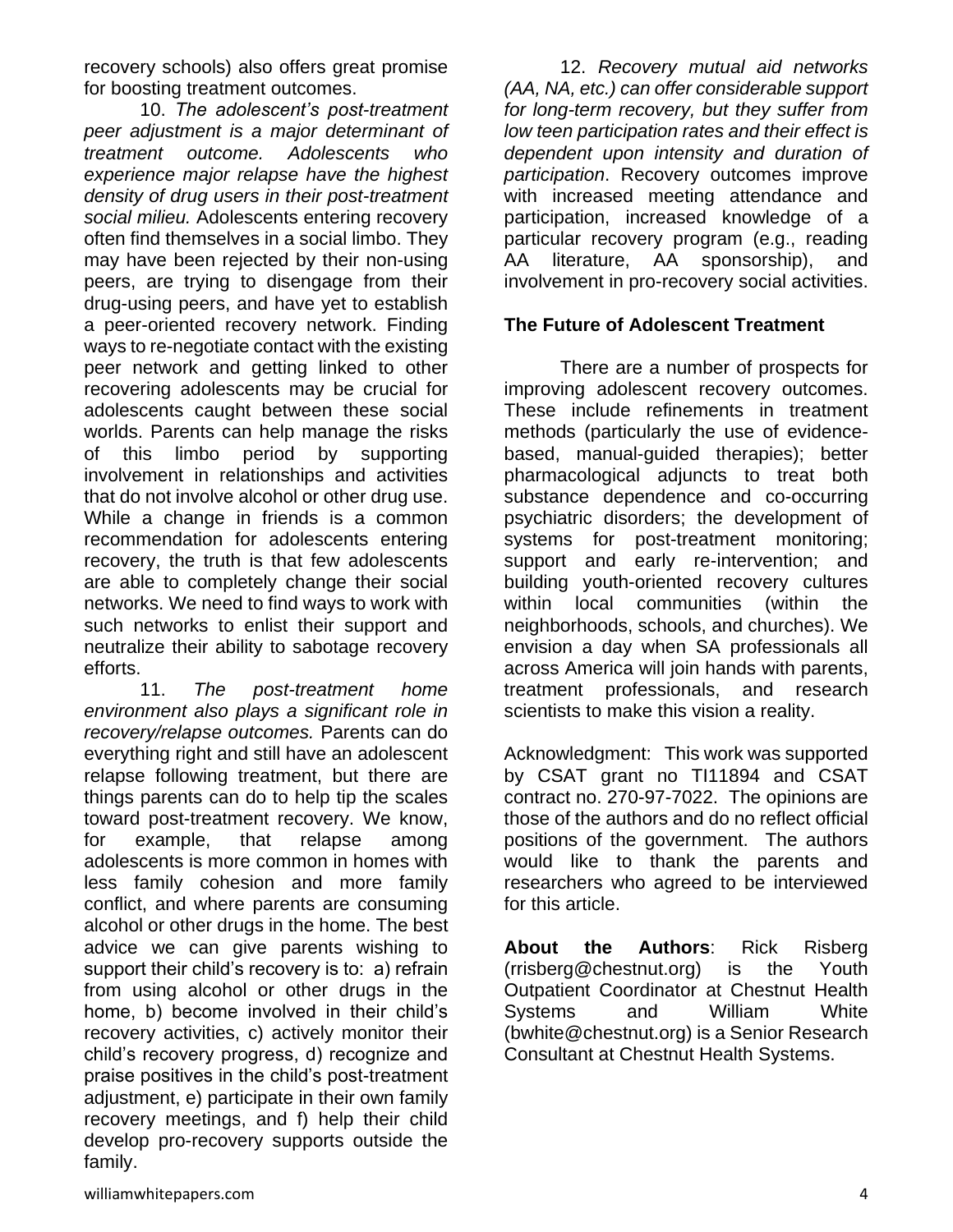recovery schools) also offers great promise for boosting treatment outcomes.

10. *The adolescent's post-treatment peer adjustment is a major determinant of treatment outcome. Adolescents who experience major relapse have the highest density of drug users in their post-treatment social milieu.* Adolescents entering recovery often find themselves in a social limbo. They may have been rejected by their non-using peers, are trying to disengage from their drug-using peers, and have yet to establish a peer-oriented recovery network. Finding ways to re-negotiate contact with the existing peer network and getting linked to other recovering adolescents may be crucial for adolescents caught between these social worlds. Parents can help manage the risks of this limbo period by supporting involvement in relationships and activities that do not involve alcohol or other drug use. While a change in friends is a common recommendation for adolescents entering recovery, the truth is that few adolescents are able to completely change their social networks. We need to find ways to work with such networks to enlist their support and neutralize their ability to sabotage recovery efforts.

11. *The post-treatment home environment also plays a significant role in recovery/relapse outcomes.* Parents can do everything right and still have an adolescent relapse following treatment, but there are things parents can do to help tip the scales toward post-treatment recovery. We know, for example, that relapse among adolescents is more common in homes with less family cohesion and more family conflict, and where parents are consuming alcohol or other drugs in the home. The best advice we can give parents wishing to support their child's recovery is to: a) refrain from using alcohol or other drugs in the home, b) become involved in their child's recovery activities, c) actively monitor their child's recovery progress, d) recognize and praise positives in the child's post-treatment adjustment, e) participate in their own family recovery meetings, and f) help their child develop pro-recovery supports outside the family.

12. *Recovery mutual aid networks (AA, NA, etc.) can offer considerable support for long-term recovery, but they suffer from low teen participation rates and their effect is dependent upon intensity and duration of participation*. Recovery outcomes improve with increased meeting attendance and participation, increased knowledge of a particular recovery program (e.g., reading AA literature, AA sponsorship), and involvement in pro-recovery social activities.

## The Future of Adolescent Treatment

There are a number of prospects for improving adolescent recovery outcomes. These include refinements in treatment methods (particularly the use of evidence-based, manual-guided therapies); better pharmacological adjuncts to treat both substance dependence and co-occurring psychiatric disorders; the development of systems for post-treatment monitoring; support and early re-intervention; and building youth-oriented recovery cultures within local communities (within the neighborhoods, schools, and churches). We envision a day when SA professionals all across America will join hands with parents, treatment professionals, and research scientists to make this vision a reality.

Acknowledgment: This work was supported by CSAT grant no TI11894 and CSAT contract no. 270-97-7022. The opinions are those of the authors and do no reflect official positions of the government. The authors would like to thank the parents and researchers who agreed to be interviewed for this article.

**About the Authors**: Rick Risberg (rrisberg@chestnut.org) is the Youth Outpatient Coordinator at Chestnut Health Systems and William White (bwhite@chestnut.org) is a Senior Research Consultant at Chestnut Health Systems.